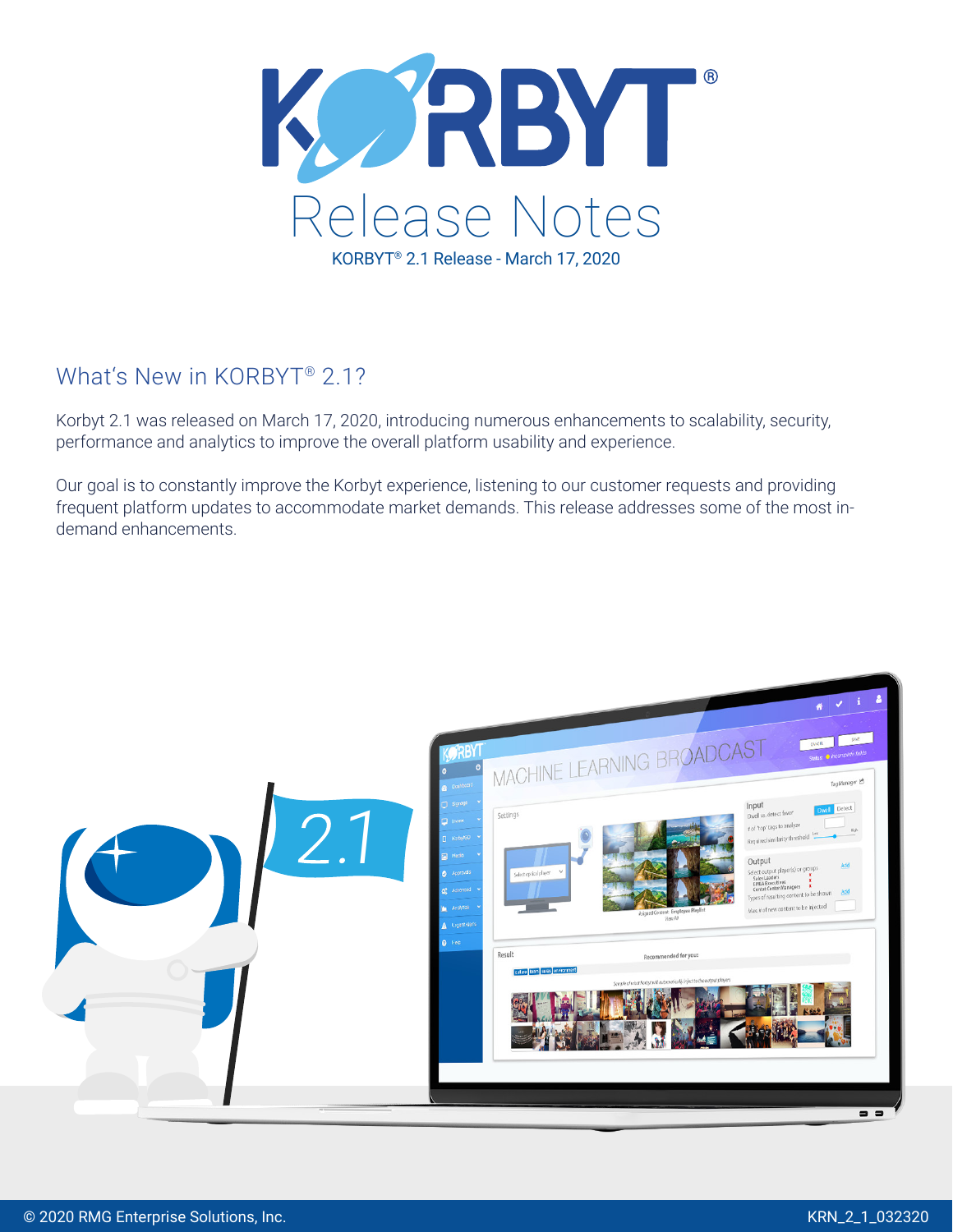# KORBYT®

# Release Notes

KORBYT® 2.1 Release - March 17, 2020

## What's New in KORBYT® 2.1?

Korbyt 2.1 was released on March 17, 2020, introducing numerous enhancements to scalability, security, performance and analytics to improve the overall platform usability and experience.

Our goal is to constantly improve the Korbyt experience, listening to our customer requests and providing frequent platform updates to accommodate market demands. This release addresses some of the most in-demand enhancements.

© 2020 RMG Enterprise Solutions, Inc.

KRN_2_1_032320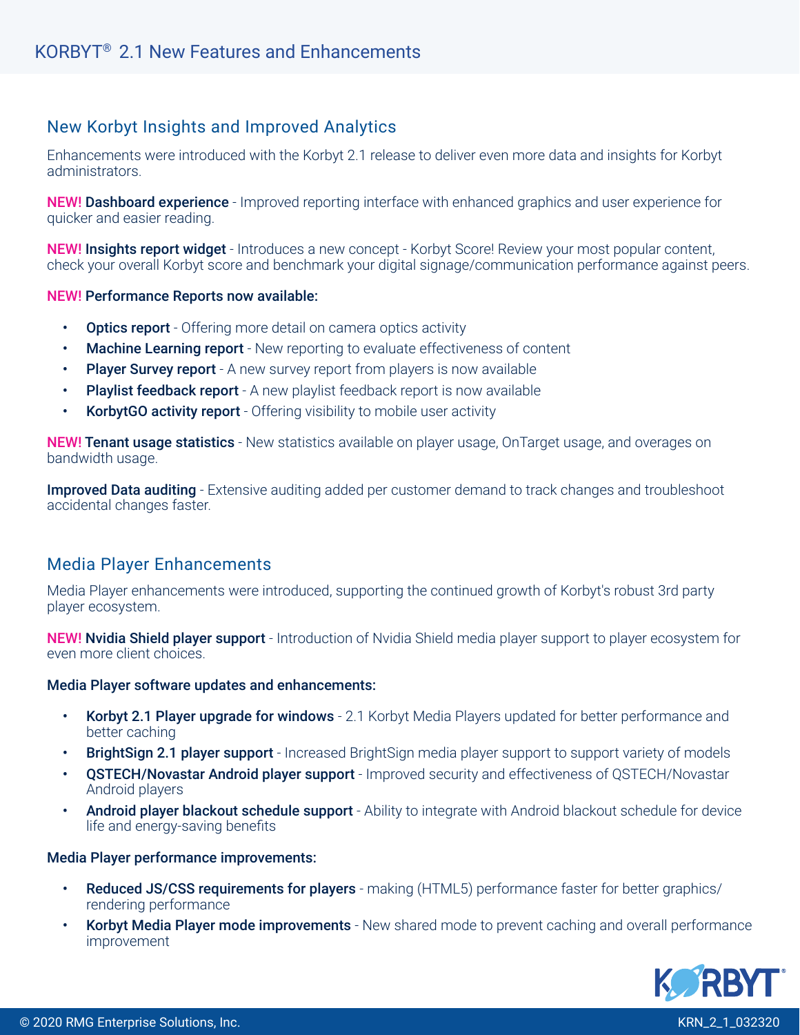## New Korbyt Insights and Improved Analytics

Enhancements were introduced with the Korbyt 2.1 release to deliver even more data and insights for Korbyt administrators.

NEW! **Dashboard experience** - Improved reporting interface with enhanced graphics and user experience for quicker and easier reading.

NEW! **Insights report widget** - Introduces a new concept - Korbyt Score! Review your most popular content, check your overall Korbyt score and benchmark your digital signage/communication performance against peers.

NEW! **Performance Reports now available:**

- **Optics report** - Offering more detail on camera optics activity
- **Machine Learning report** - New reporting to evaluate effectiveness of content
- **Player Survey report** - A new survey report from players is now available
- **Playlist feedback report** - A new playlist feedback report is now available
- **KorbytGO activity report** - Offering visibility to mobile user activity

NEW! **Tenant usage statistics** - New statistics available on player usage, OnTarget usage, and overages on bandwidth usage.

**Improved Data auditing** - Extensive auditing added per customer demand to track changes and troubleshoot accidental changes faster.

## Media Player Enhancements

Media Player enhancements were introduced, supporting the continued growth of Korbyt's robust 3rd party player ecosystem.

NEW! **Nvidia Shield player support** - Introduction of Nvidia Shield media player support to player ecosystem for even more client choices.

**Media Player software updates and enhancements:**

- **Korbyt 2.1 Player upgrade for windows** - 2.1 Korbyt Media Players updated for better performance and better caching
- **BrightSign 2.1 player support** - Increased BrightSign media player support to support variety of models
- **QSTECH/Novastar Android player support** - Improved security and effectiveness of QSTECH/Novastar Android players
- **Android player blackout schedule support** - Ability to integrate with Android blackout schedule for device life and energy-saving benefits

**Media Player performance improvements:**

- **Reduced JS/CSS requirements for players** - making (HTML5) performance faster for better graphics/ rendering performance
- **Korbyt Media Player mode improvements** - New shared mode to prevent caching and overall performance improvement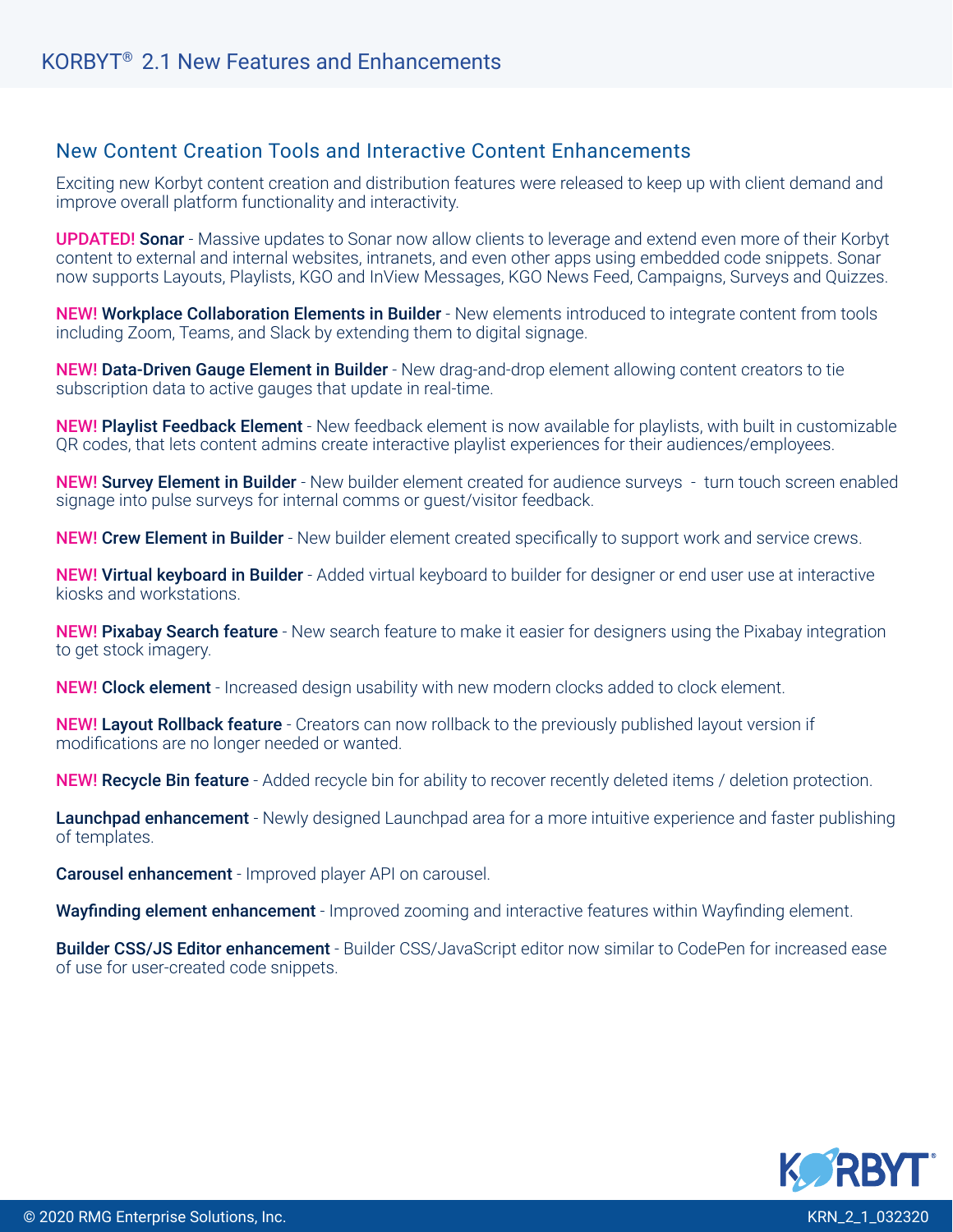## New Content Creation Tools and Interactive Content Enhancements

Exciting new Korbyt content creation and distribution features were released to keep up with client demand and improve overall platform functionality and interactivity.

**UPDATED! Sonar** - Massive updates to Sonar now allow clients to leverage and extend even more of their Korbyt content to external and internal websites, intranets, and even other apps using embedded code snippets. Sonar now supports Layouts, Playlists, KGO and InView Messages, KGO News Feed, Campaigns, Surveys and Quizzes.

**NEW! Workplace Collaboration Elements in Builder** - New elements introduced to integrate content from tools including Zoom, Teams, and Slack by extending them to digital signage.

**NEW! Data-Driven Gauge Element in Builder** - New drag-and-drop element allowing content creators to tie subscription data to active gauges that update in real-time.

**NEW! Playlist Feedback Element** - New feedback element is now available for playlists, with built in customizable QR codes, that lets content admins create interactive playlist experiences for their audiences/employees.

**NEW! Survey Element in Builder** - New builder element created for audience surveys - turn touch screen enabled signage into pulse surveys for internal comms or guest/visitor feedback.

**NEW! Crew Element in Builder** - New builder element created specifically to support work and service crews.

**NEW! Virtual keyboard in Builder** - Added virtual keyboard to builder for designer or end user use at interactive kiosks and workstations.

**NEW! Pixabay Search feature** - New search feature to make it easier for designers using the Pixabay integration to get stock imagery.

**NEW! Clock element** - Increased design usability with new modern clocks added to clock element.

**NEW! Layout Rollback feature** - Creators can now rollback to the previously published layout version if modifications are no longer needed or wanted.

**NEW! Recycle Bin feature** - Added recycle bin for ability to recover recently deleted items / deletion protection.

**Launchpad enhancement** - Newly designed Launchpad area for a more intuitive experience and faster publishing of templates.

**Carousel enhancement** - Improved player API on carousel.

**Wayfinding element enhancement** - Improved zooming and interactive features within Wayfinding element.

**Builder CSS/JS Editor enhancement** - Builder CSS/JavaScript editor now similar to CodePen for increased ease of use for user-created code snippets.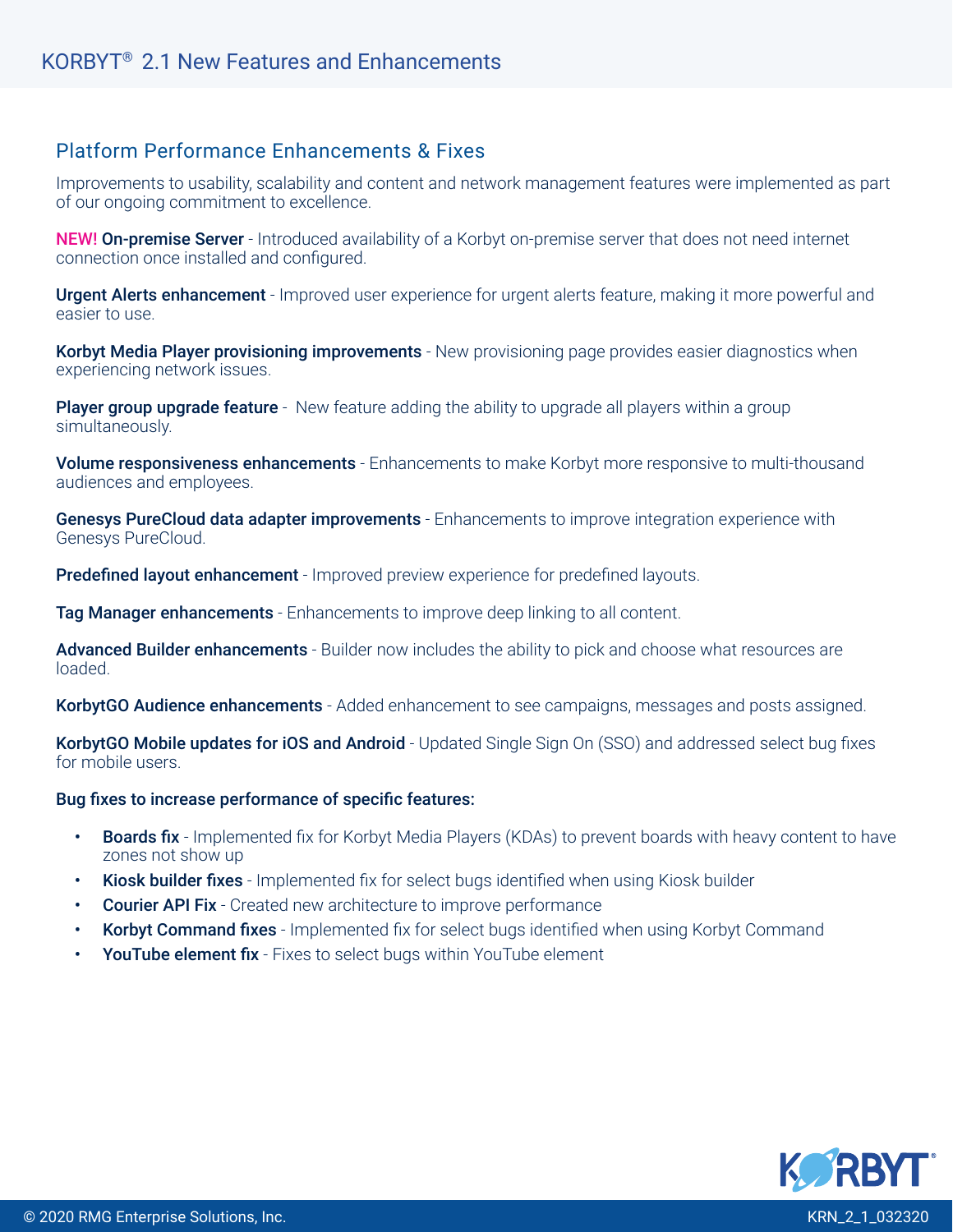## Platform Performance Enhancements & Fixes

Improvements to usability, scalability and content and network management features were implemented as part of our ongoing commitment to excellence.

**NEW! On-premise Server** - Introduced availability of a Korbyt on-premise server that does not need internet connection once installed and configured.

**Urgent Alerts enhancement** - Improved user experience for urgent alerts feature, making it more powerful and easier to use.

**Korbyt Media Player provisioning improvements** - New provisioning page provides easier diagnostics when experiencing network issues.

**Player group upgrade feature** - New feature adding the ability to upgrade all players within a group simultaneously.

**Volume responsiveness enhancements** - Enhancements to make Korbyt more responsive to multi-thousand audiences and employees.

**Genesys PureCloud data adapter improvements** - Enhancements to improve integration experience with Genesys PureCloud.

**Predefined layout enhancement** - Improved preview experience for predefined layouts.

**Tag Manager enhancements** - Enhancements to improve deep linking to all content.

**Advanced Builder enhancements** - Builder now includes the ability to pick and choose what resources are loaded.

**KorbytGO Audience enhancements** - Added enhancement to see campaigns, messages and posts assigned.

**KorbytGO Mobile updates for iOS and Android** - Updated Single Sign On (SSO) and addressed select bug fixes for mobile users.

**Bug fixes to increase performance of specific features:**

- **Boards fix** - Implemented fix for Korbyt Media Players (KDAs) to prevent boards with heavy content to have zones not show up
- **Kiosk builder fixes** - Implemented fix for select bugs identified when using Kiosk builder
- **Courier API Fix** - Created new architecture to improve performance
- **Korbyt Command fixes** - Implemented fix for select bugs identified when using Korbyt Command
- **YouTube element fix** - Fixes to select bugs within YouTube element